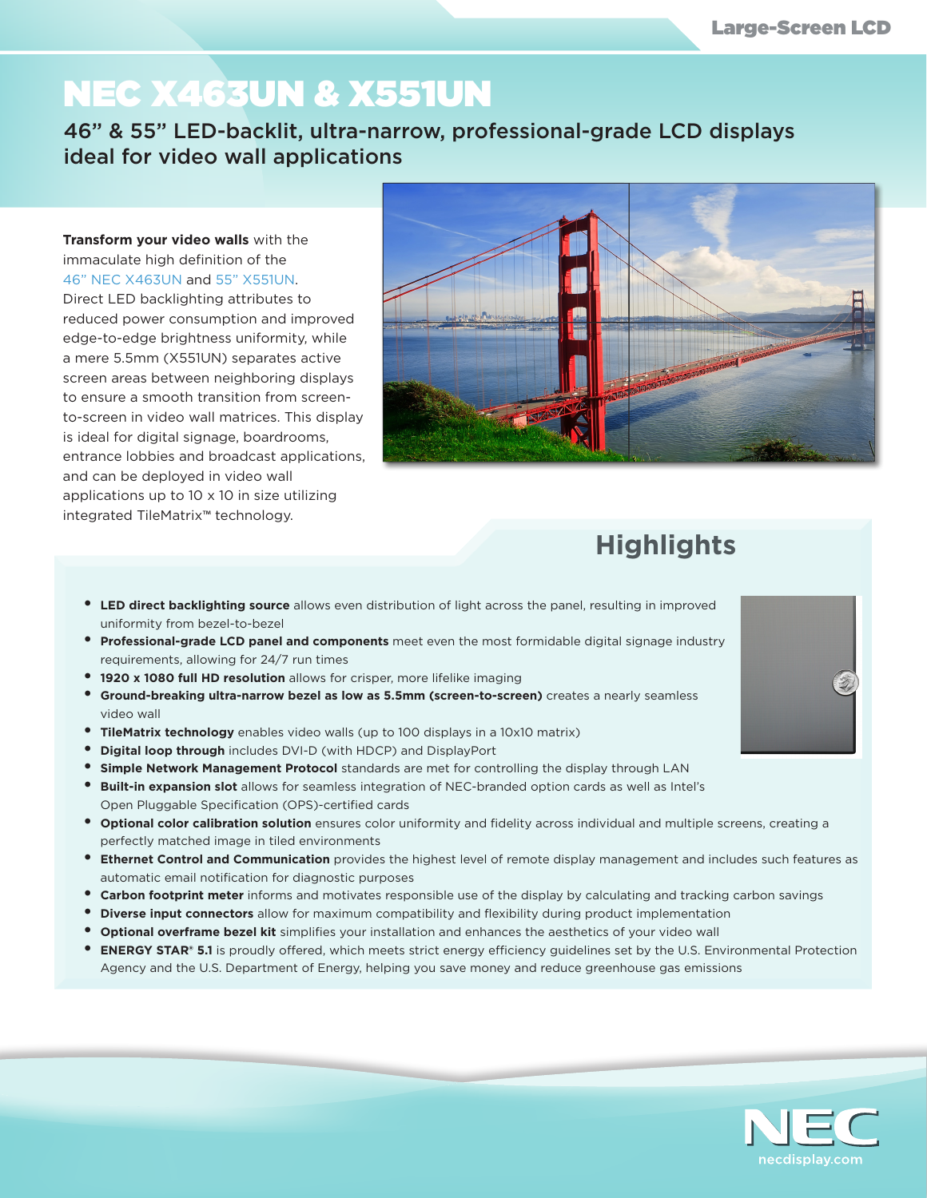# NEC X463UN & X551UN

## 46" & 55" LED-backlit, ultra-narrow, professional-grade LCD displays ideal for video wall applications

**Transform your video walls** with the immaculate high definition of the 46" NEC X463UN and 55" X551UN. Direct LED backlighting attributes to reduced power consumption and improved edge-to-edge brightness uniformity, while a mere 5.5mm (X551UN) separates active screen areas between neighboring displays to ensure a smooth transition from screen-to-screen in video wall matrices. This display is ideal for digital signage, boardrooms, entrance lobbies and broadcast applications, and can be deployed in video wall applications up to 10 x 10 in size utilizing integrated TileMatrix™ technology.

## Highlights

- **LED direct backlighting source** allows even distribution of light across the panel, resulting in improved uniformity from bezel-to-bezel
- **Professional-grade LCD panel and components** meet even the most formidable digital signage industry requirements, allowing for 24/7 run times
- **1920 x 1080 full HD resolution** allows for crisper, more lifelike imaging
- **Ground-breaking ultra-narrow bezel as low as 5.5mm (screen-to-screen)** creates a nearly seamless video wall
- **TileMatrix technology** enables video walls (up to 100 displays in a 10x10 matrix)
- **Digital loop through** includes DVI-D (with HDCP) and DisplayPort
- **Simple Network Management Protocol** standards are met for controlling the display through LAN
- **Built-in expansion slot** allows for seamless integration of NEC-branded option cards as well as Intel's Open Pluggable Specification (OPS)-certified cards
- **Optional color calibration solution** ensures color uniformity and fidelity across individual and multiple screens, creating a perfectly matched image in tiled environments
- **Ethernet Control and Communication** provides the highest level of remote display management and includes such features as automatic email notification for diagnostic purposes
- **Carbon footprint meter** informs and motivates responsible use of the display by calculating and tracking carbon savings
- **Diverse input connectors** allow for maximum compatibility and flexibility during product implementation
- **Optional overframe bezel kit** simplifies your installation and enhances the aesthetics of your video wall
- **ENERGY STAR® 5.1** is proudly offered, which meets strict energy efficiency guidelines set by the U.S. Environmental Protection Agency and the U.S. Department of Energy, helping you save money and reduce greenhouse gas emissions

NEC
necdisplay.com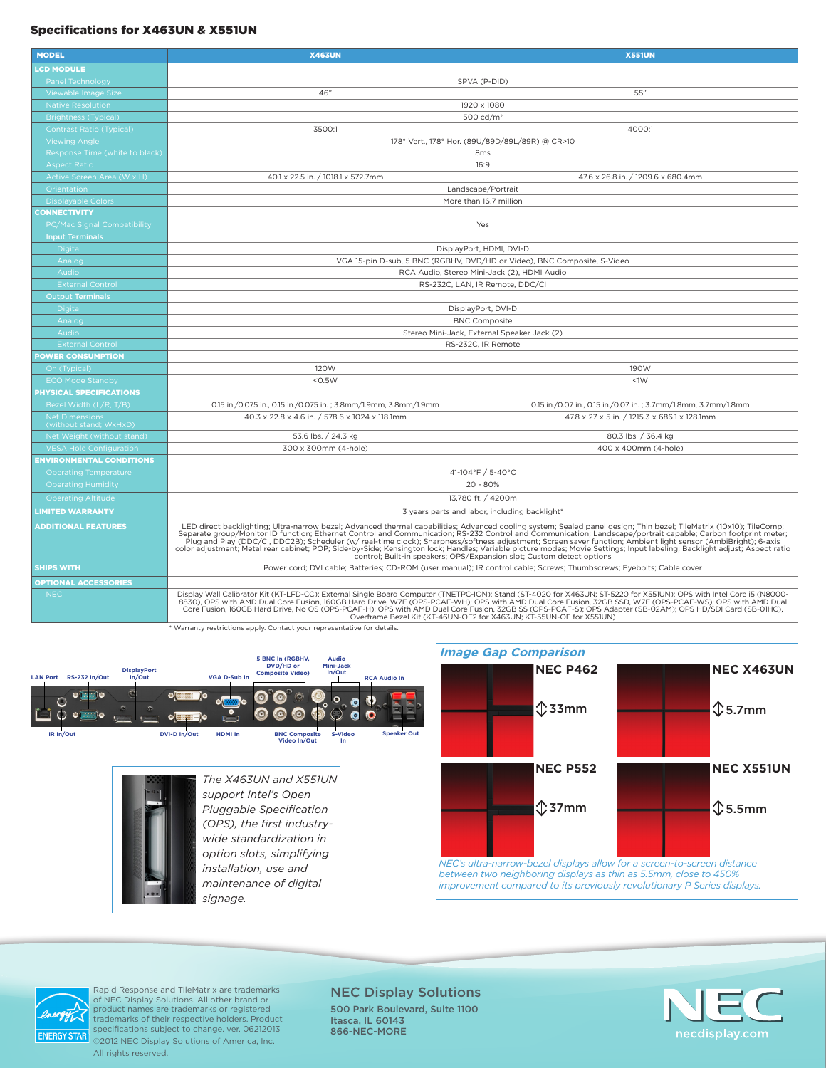## Specifications for X463UN & X551UN

| MODEL | X463UN | X551UN |
|---|---|---|
| **LCD MODULE** | | |
| Panel Technology | SPVA (P-DID) | |
| Viewable Image Size | 46" | 55" |
| Native Resolution | 1920 x 1080 | |
| Brightness (Typical) | 500 cd/m² | |
| Contrast Ratio (Typical) | 3500:1 | 4000:1 |
| Viewing Angle | 178° Vert., 178° Hor. (89U/89D/89L/89R) @ CR>10 | |
| Response Time (white to black) | 8ms | |
| Aspect Ratio | 16:9 | |
| Active Screen Area (W x H) | 40.1 x 22.5 in. / 1018.1 x 572.7mm | 47.6 x 26.8 in. / 1209.6 x 680.4mm |
| Orientation | Landscape/Portrait | |
| Displayable Colors | More than 16.7 million | |
| **CONNECTIVITY** | | |
| PC/Mac Signal Compatibility | Yes | |
| **Input Terminals** | | |
| Digital | DisplayPort, HDMI, DVI-D | |
| Analog | VGA 15-pin D-sub, 5 BNC (RGBHV, DVD/HD or Video), BNC Composite, S-Video | |
| Audio | RCA Audio, Stereo Mini-Jack (2), HDMI Audio | |
| External Control | RS-232C, LAN, IR Remote, DDC/CI | |
| **Output Terminals** | | |
| Digital | DisplayPort, DVI-D | |
| Analog | BNC Composite | |
| Audio | Stereo Mini-Jack, External Speaker Jack (2) | |
| External Control | RS-232C, IR Remote | |
| **POWER CONSUMPTION** | | |
| On (Typical) | 120W | 190W |
| ECO Mode Standby | <0.5W | <1W |
| **PHYSICAL SPECIFICATIONS** | | |
| Bezel Width (L/R, T/B) | 0.15 in./0.075 in., 0.15 in./0.075 in. ; 3.8mm/1.9mm, 3.8mm/1.9mm | 0.15 in./0.07 in., 0.15 in./0.07 in. ; 3.7mm/1.8mm, 3.7mm/1.8mm |
| Net Dimensions (without stand; WxHxD) | 40.3 x 22.8 x 4.6 in. / 578.6 x 1024 x 118.1mm | 47.8 x 27 x 5 in. / 1215.3 x 686.1 x 128.1mm |
| Net Weight (without stand) | 53.6 lbs. / 24.3 kg | 80.3 lbs. / 36.4 kg |
| VESA Hole Configuration | 300 x 300mm (4-hole) | 400 x 400mm (4-hole) |
| **ENVIRONMENTAL CONDITIONS** | | |
| Operating Temperature | 41-104°F / 5-40°C | |
| Operating Humidity | 20 - 80% | |
| Operating Altitude | 13,780 ft. / 4200m | |
| **LIMITED WARRANTY** | 3 years parts and labor, including backlight* | |
| **ADDITIONAL FEATURES** | LED direct backlighting; Ultra-narrow bezel; Advanced thermal capabilities; Advanced cooling system; Sealed panel design; Thin bezel; TileMatrix (10x10); TileComp; Separate group/Monitor ID function; Ethernet Control and Communication; RS-232 Control and Communication; Landscape/portrait capable; Carbon footprint meter; Plug and Play (DDC/CI, DDC2B); Scheduler (w/ real-time clock); Sharpness/softness adjustment; Screen saver function; Ambient light sensor (AmbiBright); 6-axis color adjustment; Metal rear cabinet; POP; Side-by-Side; Kensington lock; Handles; Variable picture modes; Movie Settings; Input labeling; Backlight adjust; Aspect ratio control; Built-in speakers; OPS/Expansion slot; Custom detect options | |
| **SHIPS WITH** | Power cord; DVI cable; Batteries; CD-ROM (user manual); IR control cable; Screws; Thumbscrews; Eyebolts; Cable cover | |
| **OPTIONAL ACCESSORIES** | | |
| NEC | Display Wall Calibrator Kit (KT-LFD-CC); External Single Board Computer (TNETPC-ION); Stand (ST-4020 for X463UN; ST-5220 for X551UN); OPS with Intel Core i5 (N8000-8830), OPS with AMD Dual Core Fusion, 160GB Hard Drive, W7E (OPS-PCAF-WH); OPS with AMD Dual Core Fusion, 32GB SSD, W7E (OPS-PCAF-WS); OPS with AMD Dual Core Fusion, 160GB Hard Drive, No OS (OPS-PCAF-H); OPS with AMD Dual Core Fusion, 32GB SS (OPS-PCAF-S); OPS Adapter (SB-02AM); OPS HD/SDI Card (SB-01HC), Overframe Bezel Kit (KT-46UN-OF2 for X463UN; KT-55UN-OF for X551UN) | |

\* Warranty restrictions apply. Contact your representative for details.

LAN Port
RS-232 In/Out
DisplayPort In/Out
VGA D-Sub In
5 BNC In (RGBHV, DVD/HD or Composite Video)
Audio Mini-Jack In/Out
RCA Audio In
IR In/Out
DVI-D In/Out
HDMI In
BNC Composite Video In/Out
S-Video In
Speaker Out

*The X463UN and X551UN support Intel's Open Pluggable Specification (OPS), the first industry-wide standardization in option slots, simplifying installation, use and maintenance of digital signage.*

### *Image Gap Comparison*

NEC P462
33mm
NEC X463UN
5.7mm
NEC P552
37mm
NEC X551UN
5.5mm

*NEC's ultra-narrow-bezel displays allow for a screen-to-screen distance between two neighboring displays as thin as 5.5mm, close to 450% improvement compared to its previously revolutionary P Series displays.*

Rapid Response and TileMatrix are trademarks of NEC Display Solutions. All other brand or product names are trademarks or registered trademarks of their respective holders. Product specifications subject to change. ver. 06212013
©2012 NEC Display Solutions of America, Inc. All rights reserved.

**NEC Display Solutions**
500 Park Boulevard, Suite 1100
Itasca, IL 60143
866-NEC-MORE

NEC
necdisplay.com